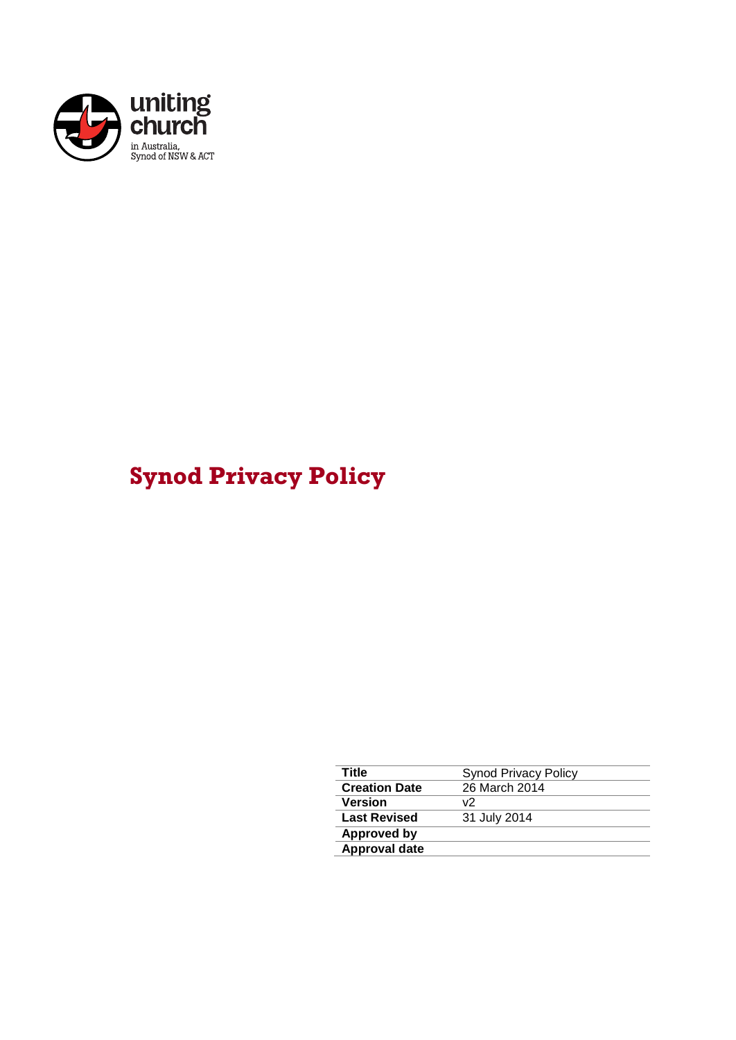uniting church

in Australia,
Synod of NSW & ACT

# Synod Privacy Policy

| | |
|---|---|
| **Title** | Synod Privacy Policy |
| **Creation Date** | 26 March 2014 |
| **Version** | v2 |
| **Last Revised** | 31 July 2014 |
| **Approved by** | |
| **Approval date** | |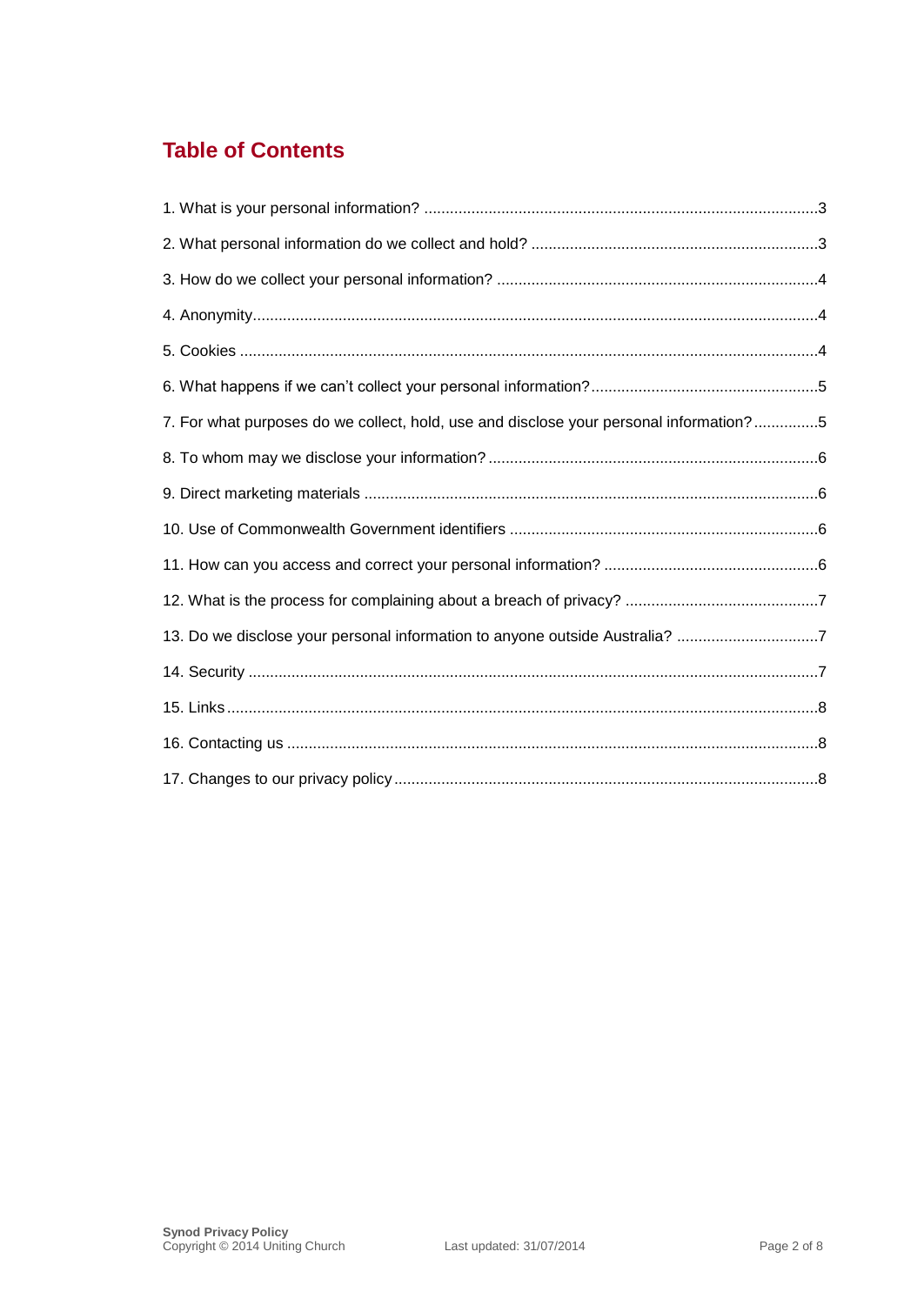# Table of Contents

1. What is your personal information? ..........3
2. What personal information do we collect and hold? ..........3
3. How do we collect your personal information? ..........4
4. Anonymity..........4
5. Cookies ..........4
6. What happens if we can't collect your personal information?..........5
7. For what purposes do we collect, hold, use and disclose your personal information?..........5
8. To whom may we disclose your information?..........6
9. Direct marketing materials ..........6
10. Use of Commonwealth Government identifiers ..........6
11. How can you access and correct your personal information? ..........6
12. What is the process for complaining about a breach of privacy? ..........7
13. Do we disclose your personal information to anyone outside Australia? ..........7
14. Security ..........7
15. Links..........8
16. Contacting us ..........8
17. Changes to our privacy policy..........8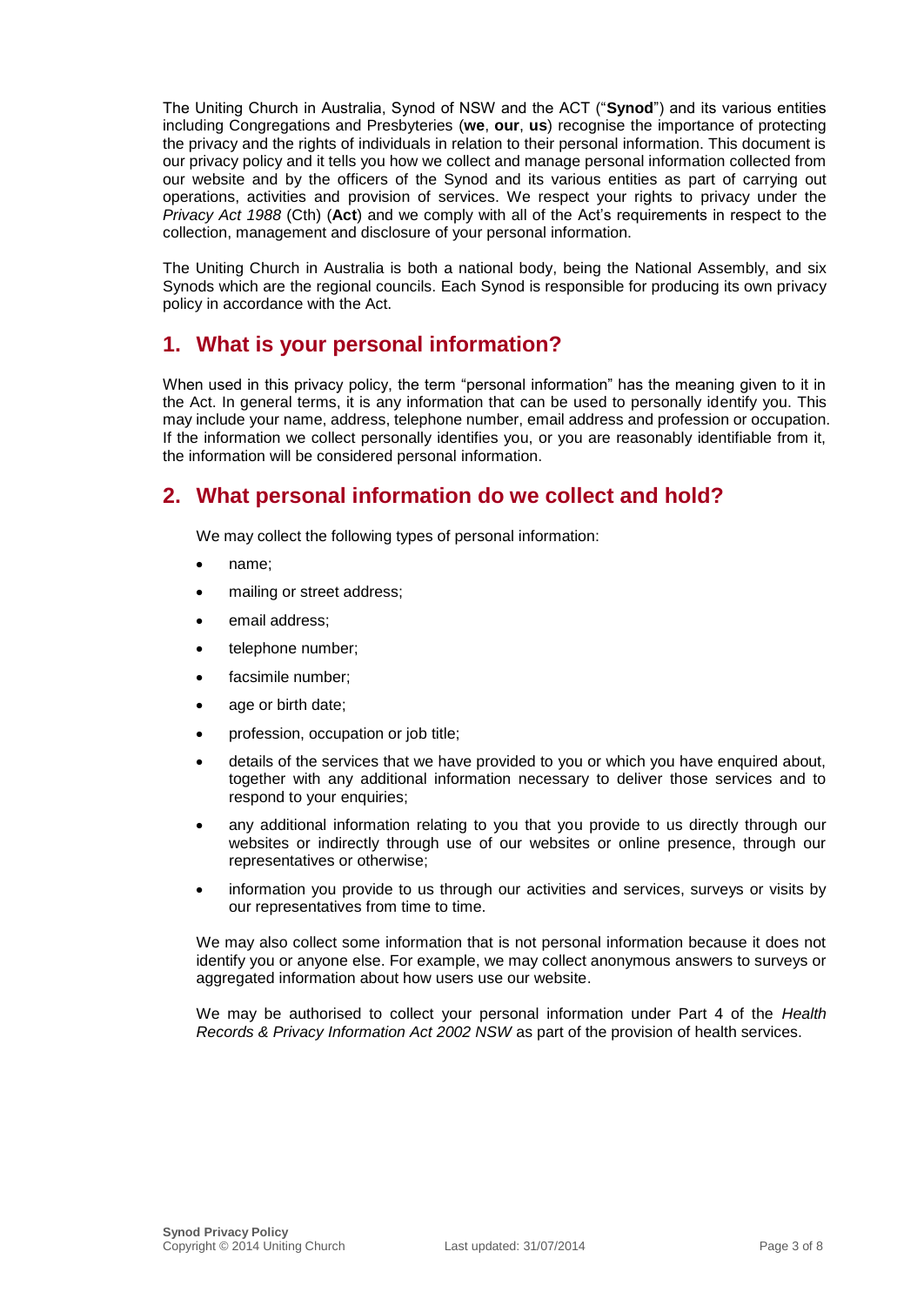The Uniting Church in Australia, Synod of NSW and the ACT ("**Synod**") and its various entities including Congregations and Presbyteries (**we**, **our**, **us**) recognise the importance of protecting the privacy and the rights of individuals in relation to their personal information. This document is our privacy policy and it tells you how we collect and manage personal information collected from our website and by the officers of the Synod and its various entities as part of carrying out operations, activities and provision of services. We respect your rights to privacy under the *Privacy Act 1988* (Cth) (**Act**) and we comply with all of the Act's requirements in respect to the collection, management and disclosure of your personal information.

The Uniting Church in Australia is both a national body, being the National Assembly, and six Synods which are the regional councils. Each Synod is responsible for producing its own privacy policy in accordance with the Act.

## 1. What is your personal information?

When used in this privacy policy, the term "personal information" has the meaning given to it in the Act. In general terms, it is any information that can be used to personally identify you. This may include your name, address, telephone number, email address and profession or occupation. If the information we collect personally identifies you, or you are reasonably identifiable from it, the information will be considered personal information.

## 2. What personal information do we collect and hold?

We may collect the following types of personal information:

- name;
- mailing or street address;
- email address;
- telephone number;
- facsimile number;
- age or birth date;
- profession, occupation or job title;
- details of the services that we have provided to you or which you have enquired about, together with any additional information necessary to deliver those services and to respond to your enquiries;
- any additional information relating to you that you provide to us directly through our websites or indirectly through use of our websites or online presence, through our representatives or otherwise;
- information you provide to us through our activities and services, surveys or visits by our representatives from time to time.

We may also collect some information that is not personal information because it does not identify you or anyone else. For example, we may collect anonymous answers to surveys or aggregated information about how users use our website.

We may be authorised to collect your personal information under Part 4 of the *Health Records & Privacy Information Act 2002 NSW* as part of the provision of health services.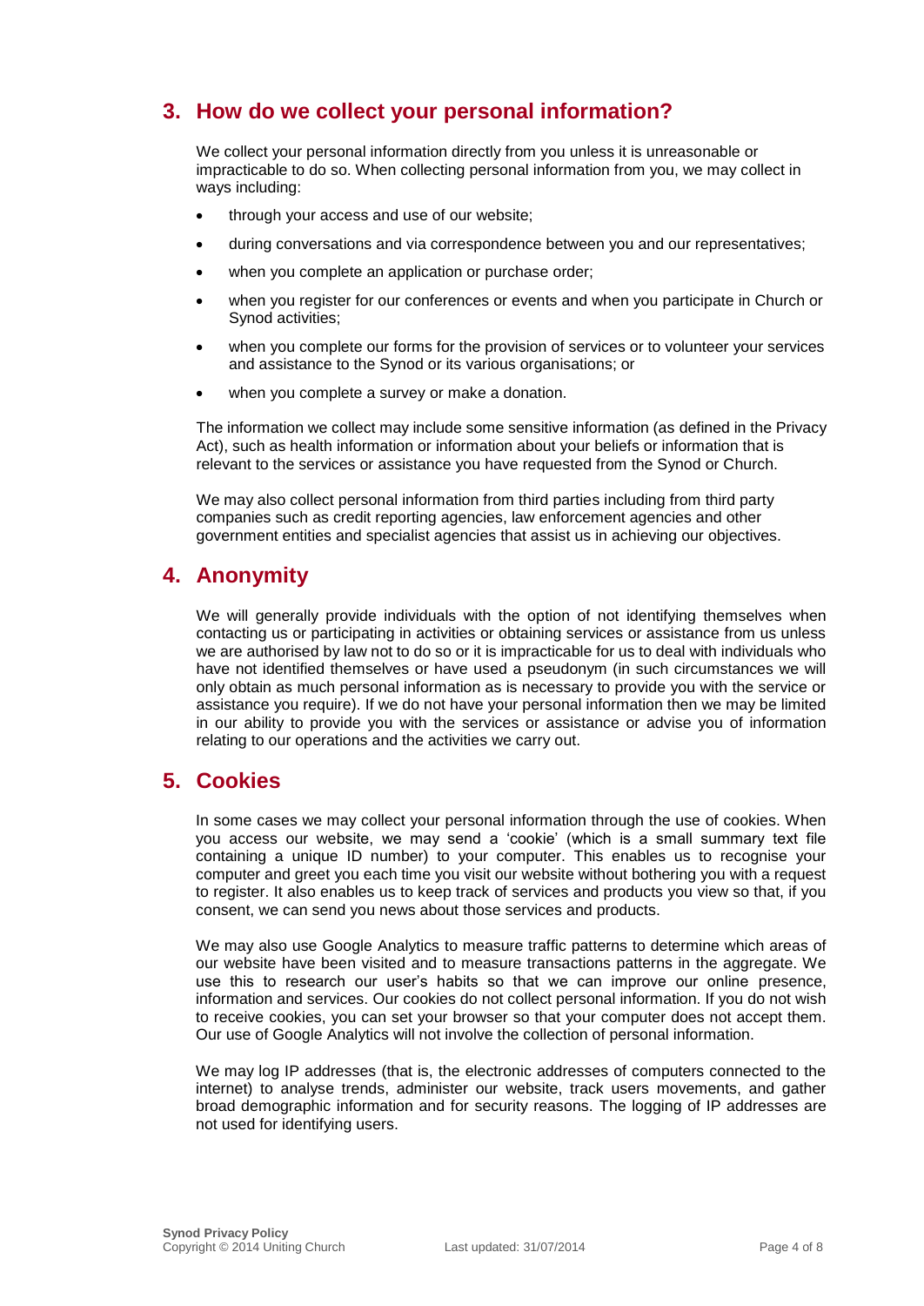## 3. How do we collect your personal information?

We collect your personal information directly from you unless it is unreasonable or impracticable to do so. When collecting personal information from you, we may collect in ways including:

- through your access and use of our website;
- during conversations and via correspondence between you and our representatives;
- when you complete an application or purchase order;
- when you register for our conferences or events and when you participate in Church or Synod activities;
- when you complete our forms for the provision of services or to volunteer your services and assistance to the Synod or its various organisations; or
- when you complete a survey or make a donation.

The information we collect may include some sensitive information (as defined in the Privacy Act), such as health information or information about your beliefs or information that is relevant to the services or assistance you have requested from the Synod or Church.

We may also collect personal information from third parties including from third party companies such as credit reporting agencies, law enforcement agencies and other government entities and specialist agencies that assist us in achieving our objectives.

## 4. Anonymity

We will generally provide individuals with the option of not identifying themselves when contacting us or participating in activities or obtaining services or assistance from us unless we are authorised by law not to do so or it is impracticable for us to deal with individuals who have not identified themselves or have used a pseudonym (in such circumstances we will only obtain as much personal information as is necessary to provide you with the service or assistance you require). If we do not have your personal information then we may be limited in our ability to provide you with the services or assistance or advise you of information relating to our operations and the activities we carry out.

## 5. Cookies

In some cases we may collect your personal information through the use of cookies. When you access our website, we may send a 'cookie' (which is a small summary text file containing a unique ID number) to your computer. This enables us to recognise your computer and greet you each time you visit our website without bothering you with a request to register. It also enables us to keep track of services and products you view so that, if you consent, we can send you news about those services and products.

We may also use Google Analytics to measure traffic patterns to determine which areas of our website have been visited and to measure transactions patterns in the aggregate. We use this to research our user's habits so that we can improve our online presence, information and services. Our cookies do not collect personal information. If you do not wish to receive cookies, you can set your browser so that your computer does not accept them. Our use of Google Analytics will not involve the collection of personal information.

We may log IP addresses (that is, the electronic addresses of computers connected to the internet) to analyse trends, administer our website, track users movements, and gather broad demographic information and for security reasons. The logging of IP addresses are not used for identifying users.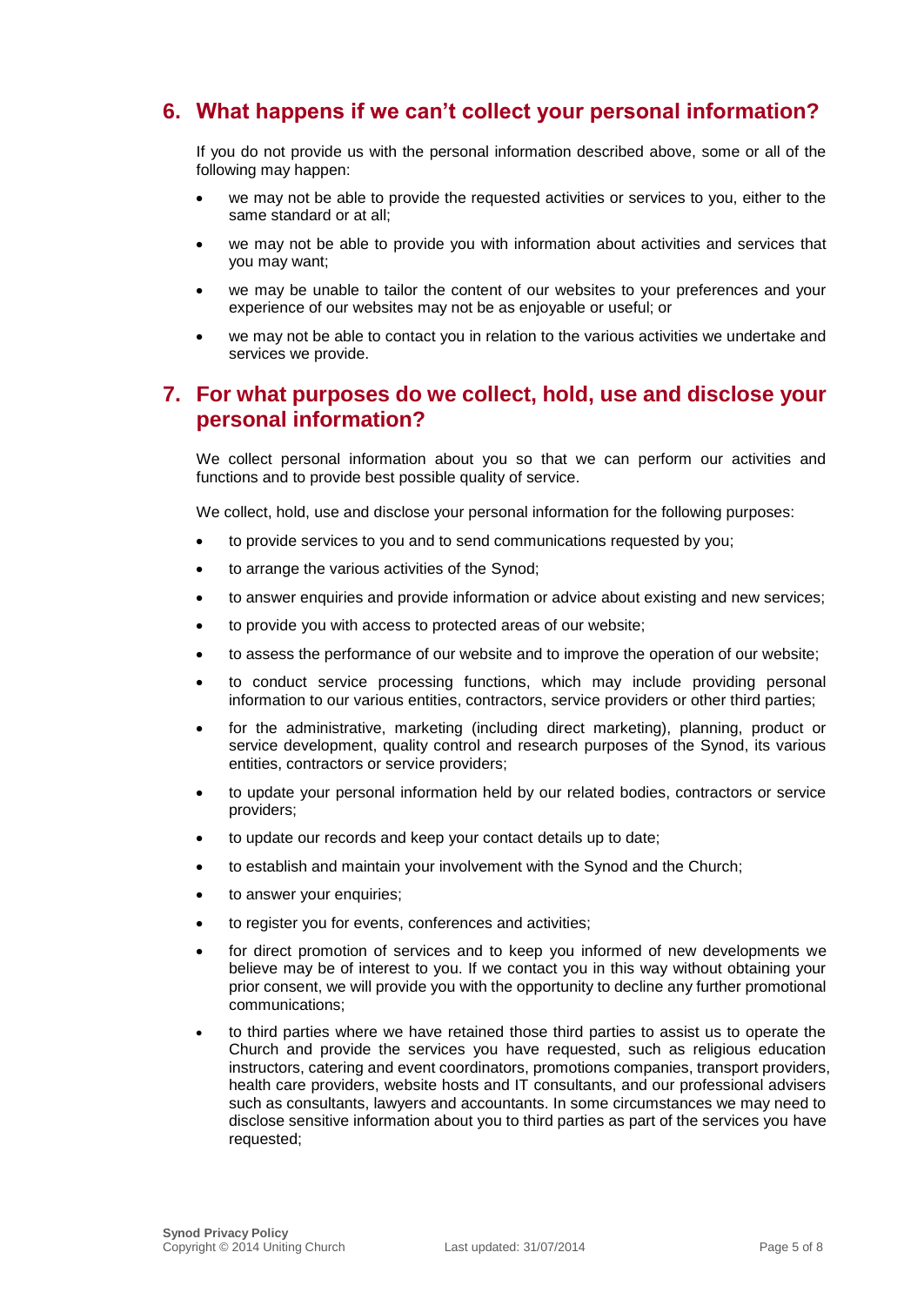## 6. What happens if we can't collect your personal information?

If you do not provide us with the personal information described above, some or all of the following may happen:

- we may not be able to provide the requested activities or services to you, either to the same standard or at all;
- we may not be able to provide you with information about activities and services that you may want;
- we may be unable to tailor the content of our websites to your preferences and your experience of our websites may not be as enjoyable or useful; or
- we may not be able to contact you in relation to the various activities we undertake and services we provide.

## 7. For what purposes do we collect, hold, use and disclose your personal information?

We collect personal information about you so that we can perform our activities and functions and to provide best possible quality of service.

We collect, hold, use and disclose your personal information for the following purposes:

- to provide services to you and to send communications requested by you;
- to arrange the various activities of the Synod;
- to answer enquiries and provide information or advice about existing and new services;
- to provide you with access to protected areas of our website;
- to assess the performance of our website and to improve the operation of our website;
- to conduct service processing functions, which may include providing personal information to our various entities, contractors, service providers or other third parties;
- for the administrative, marketing (including direct marketing), planning, product or service development, quality control and research purposes of the Synod, its various entities, contractors or service providers;
- to update your personal information held by our related bodies, contractors or service providers;
- to update our records and keep your contact details up to date;
- to establish and maintain your involvement with the Synod and the Church;
- to answer your enquiries;
- to register you for events, conferences and activities;
- for direct promotion of services and to keep you informed of new developments we believe may be of interest to you. If we contact you in this way without obtaining your prior consent, we will provide you with the opportunity to decline any further promotional communications;
- to third parties where we have retained those third parties to assist us to operate the Church and provide the services you have requested, such as religious education instructors, catering and event coordinators, promotions companies, transport providers, health care providers, website hosts and IT consultants, and our professional advisers such as consultants, lawyers and accountants. In some circumstances we may need to disclose sensitive information about you to third parties as part of the services you have requested;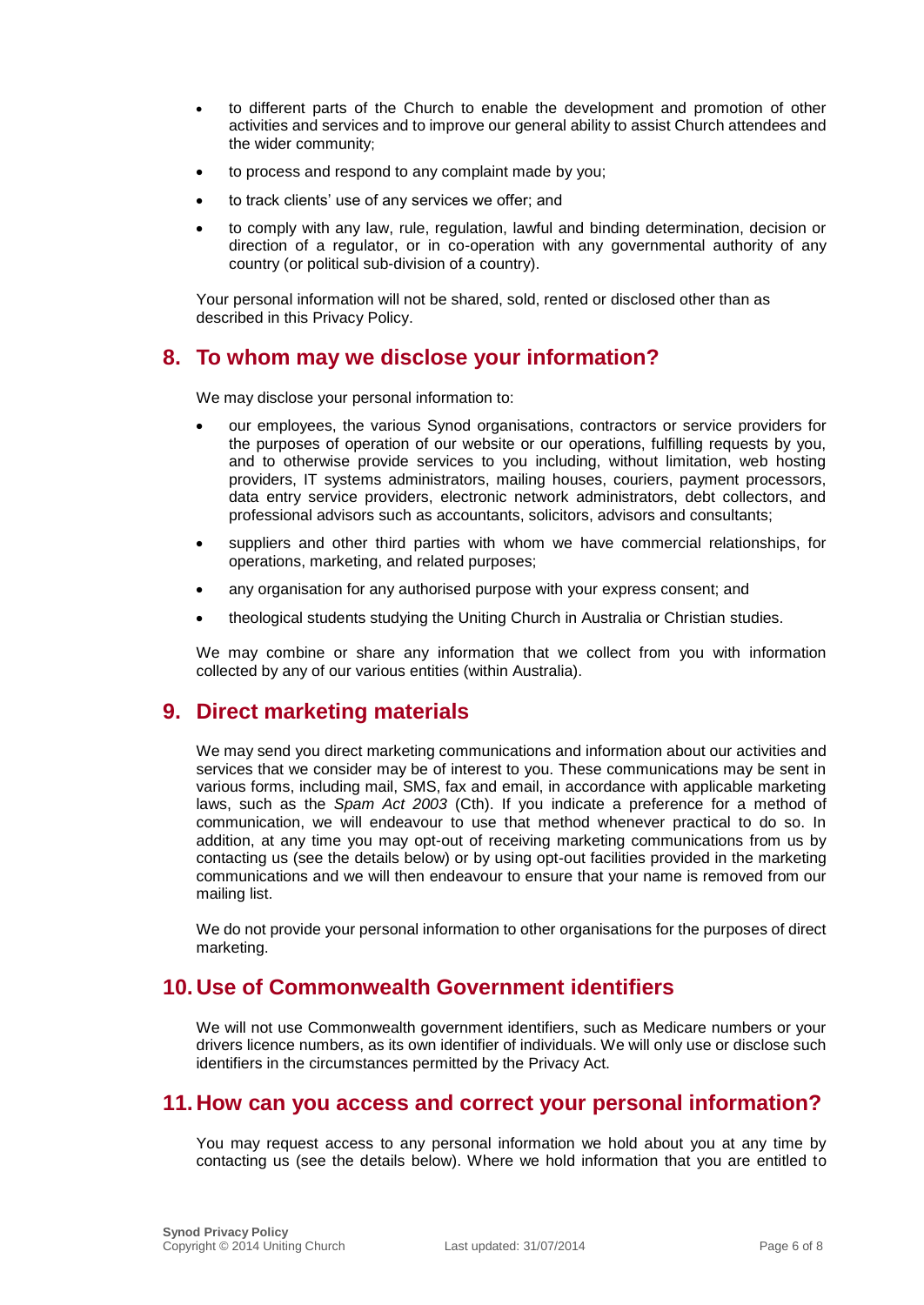- to different parts of the Church to enable the development and promotion of other activities and services and to improve our general ability to assist Church attendees and the wider community;
- to process and respond to any complaint made by you;
- to track clients' use of any services we offer; and
- to comply with any law, rule, regulation, lawful and binding determination, decision or direction of a regulator, or in co-operation with any governmental authority of any country (or political sub-division of a country).

Your personal information will not be shared, sold, rented or disclosed other than as described in this Privacy Policy.

## 8. To whom may we disclose your information?

We may disclose your personal information to:

- our employees, the various Synod organisations, contractors or service providers for the purposes of operation of our website or our operations, fulfilling requests by you, and to otherwise provide services to you including, without limitation, web hosting providers, IT systems administrators, mailing houses, couriers, payment processors, data entry service providers, electronic network administrators, debt collectors, and professional advisors such as accountants, solicitors, advisors and consultants;
- suppliers and other third parties with whom we have commercial relationships, for operations, marketing, and related purposes;
- any organisation for any authorised purpose with your express consent; and
- theological students studying the Uniting Church in Australia or Christian studies.

We may combine or share any information that we collect from you with information collected by any of our various entities (within Australia).

## 9. Direct marketing materials

We may send you direct marketing communications and information about our activities and services that we consider may be of interest to you. These communications may be sent in various forms, including mail, SMS, fax and email, in accordance with applicable marketing laws, such as the *Spam Act 2003* (Cth). If you indicate a preference for a method of communication, we will endeavour to use that method whenever practical to do so. In addition, at any time you may opt-out of receiving marketing communications from us by contacting us (see the details below) or by using opt-out facilities provided in the marketing communications and we will then endeavour to ensure that your name is removed from our mailing list.

We do not provide your personal information to other organisations for the purposes of direct marketing.

## 10. Use of Commonwealth Government identifiers

We will not use Commonwealth government identifiers, such as Medicare numbers or your drivers licence numbers, as its own identifier of individuals. We will only use or disclose such identifiers in the circumstances permitted by the Privacy Act.

## 11. How can you access and correct your personal information?

You may request access to any personal information we hold about you at any time by contacting us (see the details below). Where we hold information that you are entitled to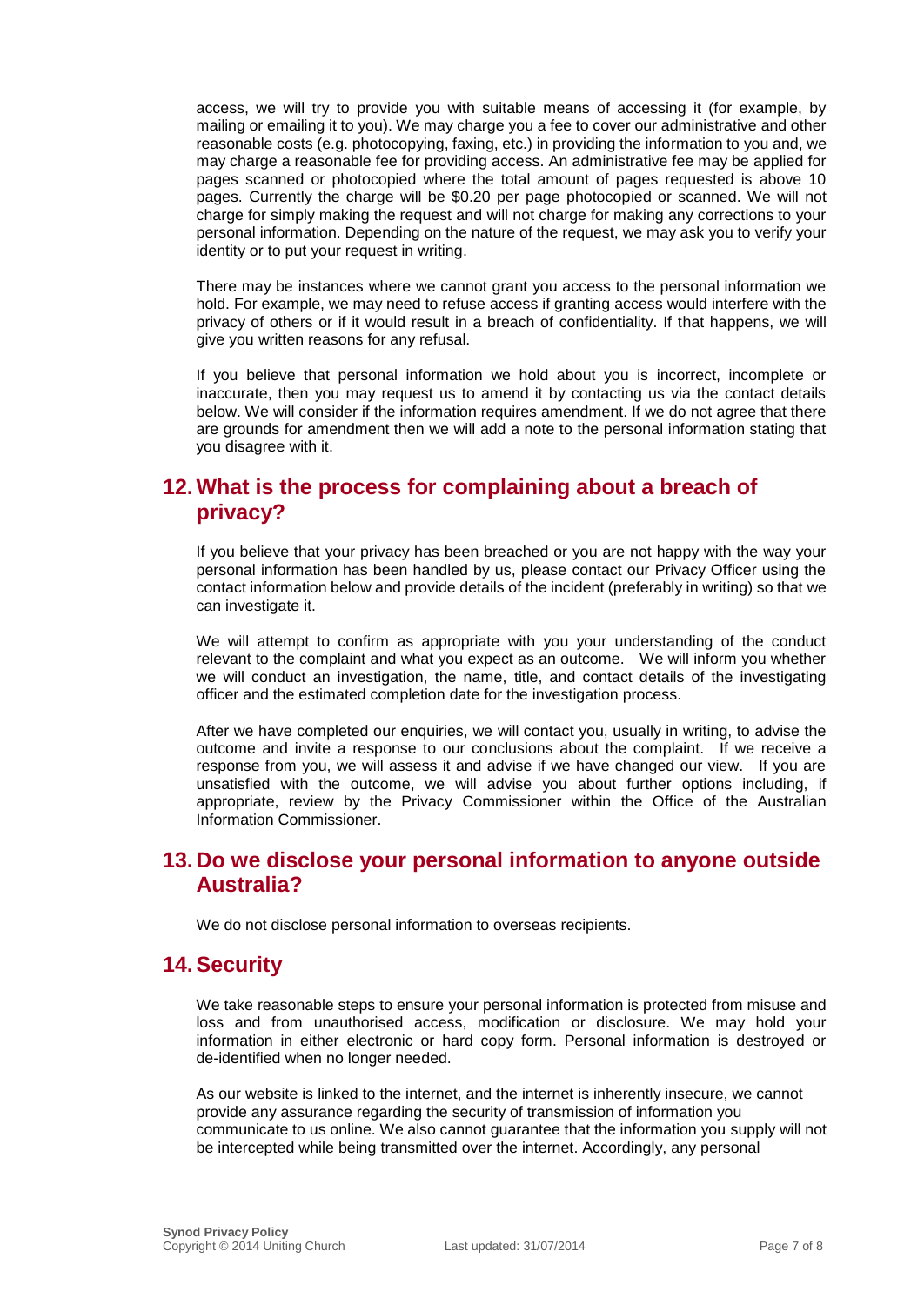access, we will try to provide you with suitable means of accessing it (for example, by mailing or emailing it to you). We may charge you a fee to cover our administrative and other reasonable costs (e.g. photocopying, faxing, etc.) in providing the information to you and, we may charge a reasonable fee for providing access. An administrative fee may be applied for pages scanned or photocopied where the total amount of pages requested is above 10 pages. Currently the charge will be $0.20 per page photocopied or scanned. We will not charge for simply making the request and will not charge for making any corrections to your personal information. Depending on the nature of the request, we may ask you to verify your identity or to put your request in writing.

There may be instances where we cannot grant you access to the personal information we hold. For example, we may need to refuse access if granting access would interfere with the privacy of others or if it would result in a breach of confidentiality. If that happens, we will give you written reasons for any refusal.

If you believe that personal information we hold about you is incorrect, incomplete or inaccurate, then you may request us to amend it by contacting us via the contact details below. We will consider if the information requires amendment. If we do not agree that there are grounds for amendment then we will add a note to the personal information stating that you disagree with it.

## 12. What is the process for complaining about a breach of privacy?

If you believe that your privacy has been breached or you are not happy with the way your personal information has been handled by us, please contact our Privacy Officer using the contact information below and provide details of the incident (preferably in writing) so that we can investigate it.

We will attempt to confirm as appropriate with you your understanding of the conduct relevant to the complaint and what you expect as an outcome. We will inform you whether we will conduct an investigation, the name, title, and contact details of the investigating officer and the estimated completion date for the investigation process.

After we have completed our enquiries, we will contact you, usually in writing, to advise the outcome and invite a response to our conclusions about the complaint. If we receive a response from you, we will assess it and advise if we have changed our view. If you are unsatisfied with the outcome, we will advise you about further options including, if appropriate, review by the Privacy Commissioner within the Office of the Australian Information Commissioner.

## 13. Do we disclose your personal information to anyone outside Australia?

We do not disclose personal information to overseas recipients.

## 14. Security

We take reasonable steps to ensure your personal information is protected from misuse and loss and from unauthorised access, modification or disclosure. We may hold your information in either electronic or hard copy form. Personal information is destroyed or de-identified when no longer needed.

As our website is linked to the internet, and the internet is inherently insecure, we cannot provide any assurance regarding the security of transmission of information you communicate to us online. We also cannot guarantee that the information you supply will not be intercepted while being transmitted over the internet. Accordingly, any personal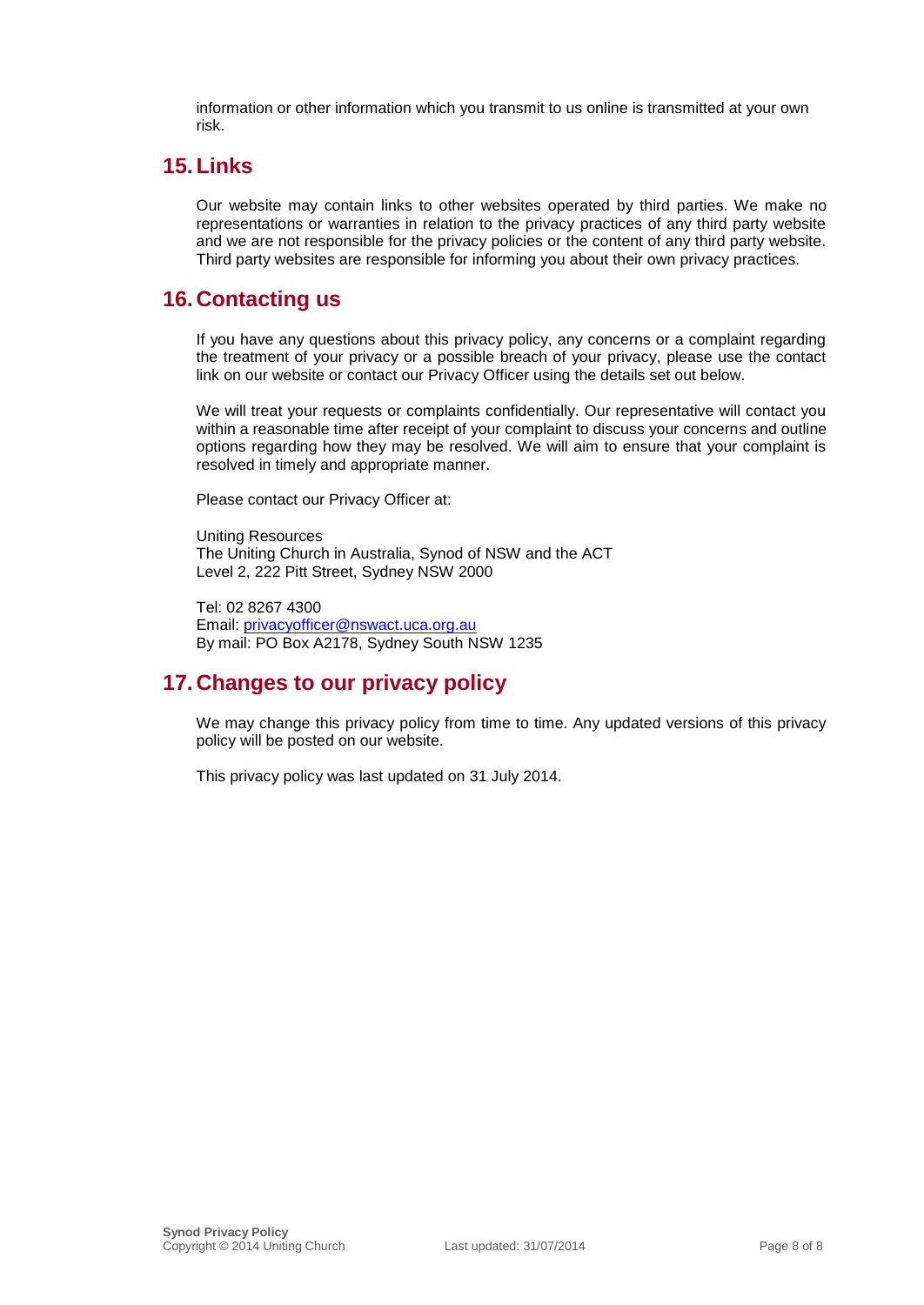information or other information which you transmit to us online is transmitted at your own risk.

## 15. Links

Our website may contain links to other websites operated by third parties. We make no representations or warranties in relation to the privacy practices of any third party website and we are not responsible for the privacy policies or the content of any third party website. Third party websites are responsible for informing you about their own privacy practices.

## 16. Contacting us

If you have any questions about this privacy policy, any concerns or a complaint regarding the treatment of your privacy or a possible breach of your privacy, please use the contact link on our website or contact our Privacy Officer using the details set out below.

We will treat your requests or complaints confidentially. Our representative will contact you within a reasonable time after receipt of your complaint to discuss your concerns and outline options regarding how they may be resolved. We will aim to ensure that your complaint is resolved in timely and appropriate manner.

Please contact our Privacy Officer at:

Uniting Resources
The Uniting Church in Australia, Synod of NSW and the ACT
Level 2, 222 Pitt Street, Sydney NSW 2000

Tel: 02 8267 4300
Email: privacyofficer@nswact.uca.org.au
By mail: PO Box A2178, Sydney South NSW 1235

## 17. Changes to our privacy policy

We may change this privacy policy from time to time. Any updated versions of this privacy policy will be posted on our website.

This privacy policy was last updated on 31 July 2014.